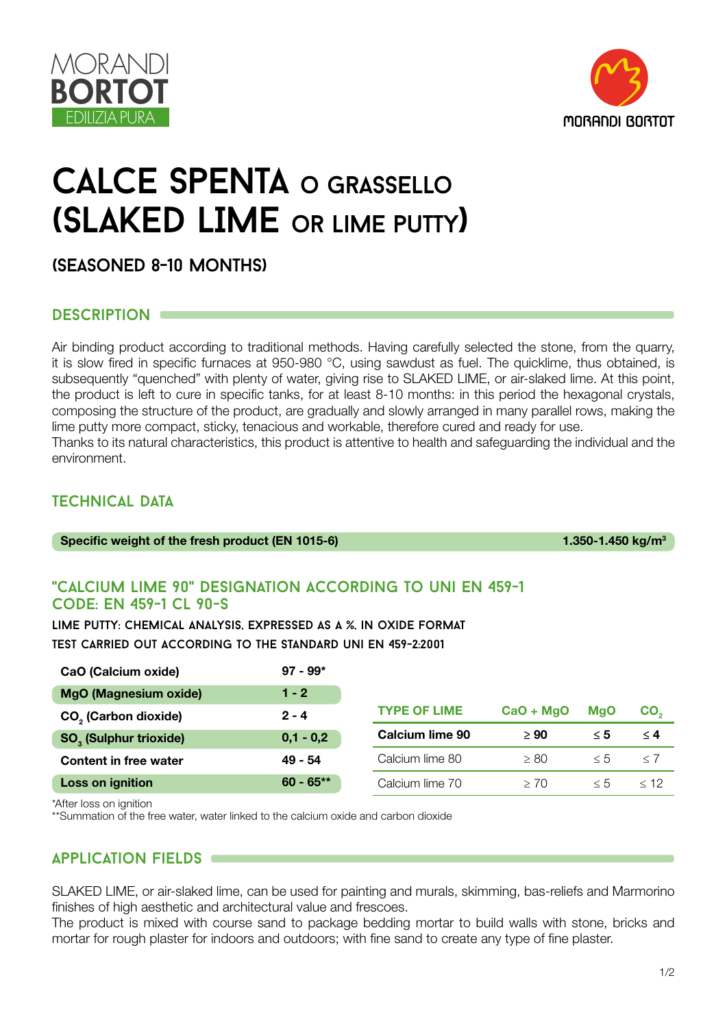MORANDI
**BORTOT**
EDILIZIA PURA

MORANDI BORTOT

# CALCE SPENTA O GRASSELLO (SLAKED LIME OR LIME PUTTY)

## (SEASONED 8-10 MONTHS)

## DESCRIPTION

Air binding product according to traditional methods. Having carefully selected the stone, from the quarry, it is slow fired in specific furnaces at 950-980 °C, using sawdust as fuel. The quicklime, thus obtained, is subsequently "quenched" with plenty of water, giving rise to SLAKED LIME, or air-slaked lime. At this point, the product is left to cure in specific tanks, for at least 8-10 months: in this period the hexagonal crystals, composing the structure of the product, are gradually and slowly arranged in many parallel rows, making the lime putty more compact, sticky, tenacious and workable, therefore cured and ready for use.
Thanks to its natural characteristics, this product is attentive to health and safeguarding the individual and the environment.

## TECHNICAL DATA

| Specific weight of the fresh product (EN 1015-6) | 1.350-1.450 kg/m³ |
|---|---|

## "CALCIUM LIME 90" DESIGNATION ACCORDING TO UNI EN 459-1 CODE: EN 459-1 CL 90-S

**LIME PUTTY: CHEMICAL ANALYSIS, EXPRESSED AS A %, IN OXIDE FORMAT**
**TEST CARRIED OUT ACCORDING TO THE STANDARD UNI EN 459-2:2001**

| | |
|---|---|
| **CaO (Calcium oxide)** | **97 - 99*** |
| **MgO (Magnesium oxide)** | **1 - 2** |
| **$CO_2$ (Carbon dioxide)** | **2 - 4** |
| **$SO_3$ (Sulphur trioxide)** | **0,1 - 0,2** |
| **Content in free water** | **49 - 54** |
| **Loss on ignition** | **60 - 65**** |

| TYPE OF LIME | CaO + MgO | MgO | $CO_2$ |
|---|---|---|---|
| **Calcium lime 90** | **≥ 90** | **≤ 5** | **≤ 4** |
| Calcium lime 80 | ≥ 80 | ≤ 5 | ≤ 7 |
| Calcium lime 70 | ≥ 70 | ≤ 5 | ≤ 12 |

*After loss on ignition
**Summation of the free water, water linked to the calcium oxide and carbon dioxide

## APPLICATION FIELDS

SLAKED LIME, or air-slaked lime, can be used for painting and murals, skimming, bas-reliefs and Marmorino finishes of high aesthetic and architectural value and frescoes.
The product is mixed with course sand to package bedding mortar to build walls with stone, bricks and mortar for rough plaster for indoors and outdoors; with fine sand to create any type of fine plaster.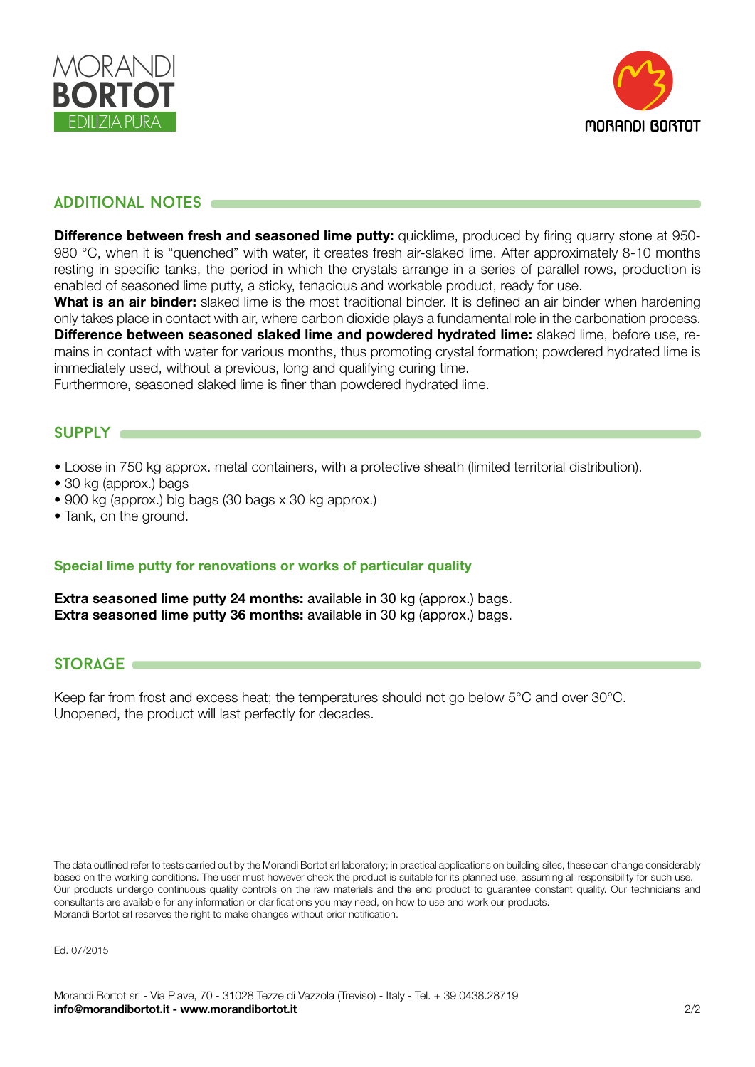## ADDITIONAL NOTES

**Difference between fresh and seasoned lime putty:** quicklime, produced by firing quarry stone at 950-980 °C, when it is "quenched" with water, it creates fresh air-slaked lime. After approximately 8-10 months resting in specific tanks, the period in which the crystals arrange in a series of parallel rows, production is enabled of seasoned lime putty, a sticky, tenacious and workable product, ready for use.
**What is an air binder:** slaked lime is the most traditional binder. It is defined an air binder when hardening only takes place in contact with air, where carbon dioxide plays a fundamental role in the carbonation process.
**Difference between seasoned slaked lime and powdered hydrated lime:** slaked lime, before use, remains in contact with water for various months, thus promoting crystal formation; powdered hydrated lime is immediately used, without a previous, long and qualifying curing time.
Furthermore, seasoned slaked lime is finer than powdered hydrated lime.

## SUPPLY

- Loose in 750 kg approx. metal containers, with a protective sheath (limited territorial distribution).
- 30 kg (approx.) bags
- 900 kg (approx.) big bags (30 bags x 30 kg approx.)
- Tank, on the ground.

**Special lime putty for renovations or works of particular quality**

**Extra seasoned lime putty 24 months:** available in 30 kg (approx.) bags.
**Extra seasoned lime putty 36 months:** available in 30 kg (approx.) bags.

## STORAGE

Keep far from frost and excess heat; the temperatures should not go below 5°C and over 30°C.
Unopened, the product will last perfectly for decades.

The data outlined refer to tests carried out by the Morandi Bortot srl laboratory; in practical applications on building sites, these can change considerably based on the working conditions. The user must however check the product is suitable for its planned use, assuming all responsibility for such use. Our products undergo continuous quality controls on the raw materials and the end product to guarantee constant quality. Our technicians and consultants are available for any information or clarifications you may need, on how to use and work our products.
Morandi Bortot srl reserves the right to make changes without prior notification.

Ed. 07/2015

Morandi Bortot srl - Via Piave, 70 - 31028 Tezze di Vazzola (Treviso) - Italy - Tel. + 39 0438.28719
**info@morandibortot.it - www.morandibortot.it**